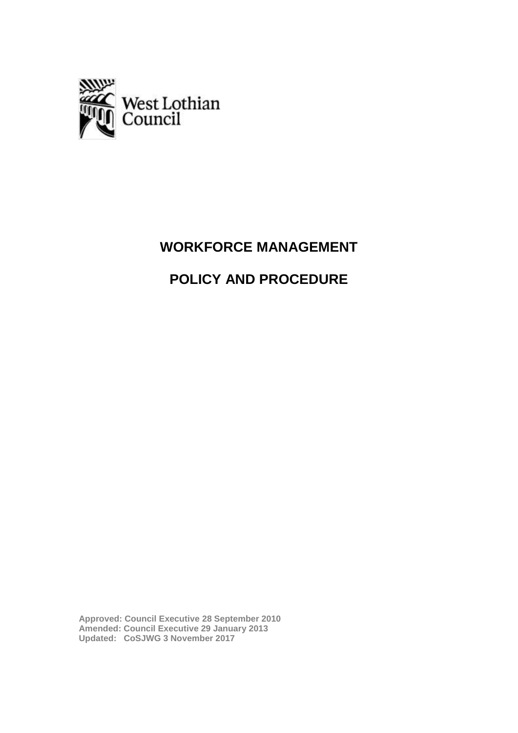West Lothian Council

# WORKFORCE MANAGEMENT

# POLICY AND PROCEDURE

**Approved: Council Executive 28 September 2010**
**Amended: Council Executive 29 January 2013**
**Updated: CoSJWG 3 November 2017**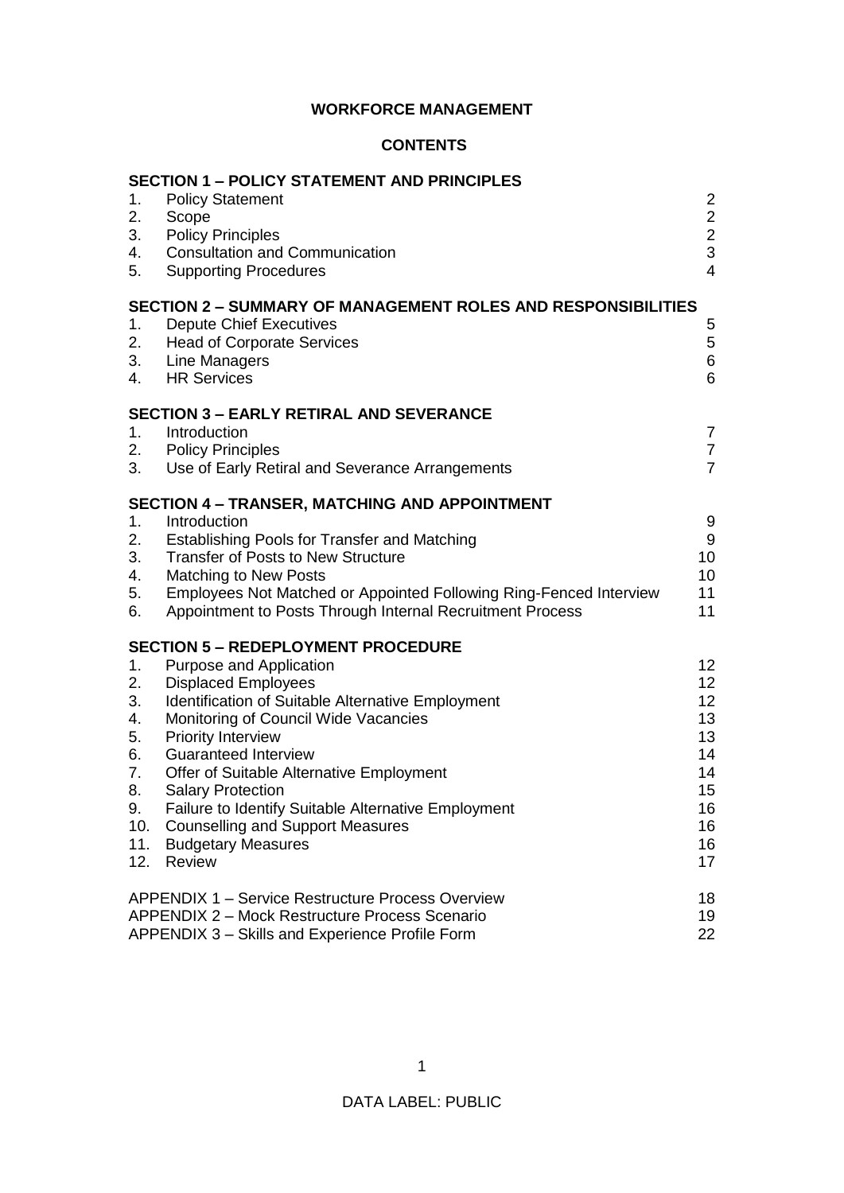# WORKFORCE MANAGEMENT

## CONTENTS

**SECTION 1 – POLICY STATEMENT AND PRINCIPLES**

| | | |
|---|---|---|
| 1. | Policy Statement | 2 |
| 2. | Scope | 2 |
| 3. | Policy Principles | 2 |
| 4. | Consultation and Communication | 3 |
| 5. | Supporting Procedures | 4 |

**SECTION 2 – SUMMARY OF MANAGEMENT ROLES AND RESPONSIBILITIES**

| | | |
|---|---|---|
| 1. | Depute Chief Executives | 5 |
| 2. | Head of Corporate Services | 5 |
| 3. | Line Managers | 6 |
| 4. | HR Services | 6 |

**SECTION 3 – EARLY RETIRAL AND SEVERANCE**

| | | |
|---|---|---|
| 1. | Introduction | 7 |
| 2. | Policy Principles | 7 |
| 3. | Use of Early Retiral and Severance Arrangements | 7 |

**SECTION 4 – TRANSER, MATCHING AND APPOINTMENT**

| | | |
|---|---|---|
| 1. | Introduction | 9 |
| 2. | Establishing Pools for Transfer and Matching | 9 |
| 3. | Transfer of Posts to New Structure | 10 |
| 4. | Matching to New Posts | 10 |
| 5. | Employees Not Matched or Appointed Following Ring-Fenced Interview | 11 |
| 6. | Appointment to Posts Through Internal Recruitment Process | 11 |

**SECTION 5 – REDEPLOYMENT PROCEDURE**

| | | |
|---|---|---|
| 1. | Purpose and Application | 12 |
| 2. | Displaced Employees | 12 |
| 3. | Identification of Suitable Alternative Employment | 12 |
| 4. | Monitoring of Council Wide Vacancies | 13 |
| 5. | Priority Interview | 13 |
| 6. | Guaranteed Interview | 14 |
| 7. | Offer of Suitable Alternative Employment | 14 |
| 8. | Salary Protection | 15 |
| 9. | Failure to Identify Suitable Alternative Employment | 16 |
| 10. | Counselling and Support Measures | 16 |
| 11. | Budgetary Measures | 16 |
| 12. | Review | 17 |

| | |
|---|---|
| APPENDIX 1 – Service Restructure Process Overview | 18 |
| APPENDIX 2 – Mock Restructure Process Scenario | 19 |
| APPENDIX 3 – Skills and Experience Profile Form | 22 |

DATA LABEL: PUBLIC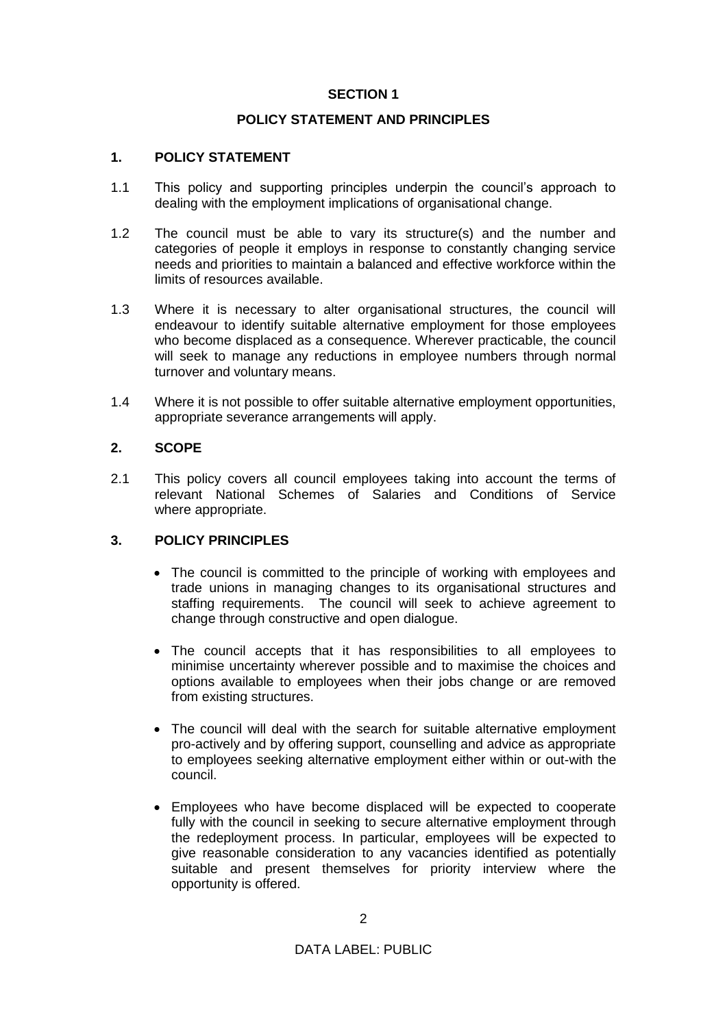## SECTION 1

## POLICY STATEMENT AND PRINCIPLES

### 1. POLICY STATEMENT

1.1 This policy and supporting principles underpin the council's approach to dealing with the employment implications of organisational change.

1.2 The council must be able to vary its structure(s) and the number and categories of people it employs in response to constantly changing service needs and priorities to maintain a balanced and effective workforce within the limits of resources available.

1.3 Where it is necessary to alter organisational structures, the council will endeavour to identify suitable alternative employment for those employees who become displaced as a consequence. Wherever practicable, the council will seek to manage any reductions in employee numbers through normal turnover and voluntary means.

1.4 Where it is not possible to offer suitable alternative employment opportunities, appropriate severance arrangements will apply.

### 2. SCOPE

2.1 This policy covers all council employees taking into account the terms of relevant National Schemes of Salaries and Conditions of Service where appropriate.

### 3. POLICY PRINCIPLES

- The council is committed to the principle of working with employees and trade unions in managing changes to its organisational structures and staffing requirements. The council will seek to achieve agreement to change through constructive and open dialogue.

- The council accepts that it has responsibilities to all employees to minimise uncertainty wherever possible and to maximise the choices and options available to employees when their jobs change or are removed from existing structures.

- The council will deal with the search for suitable alternative employment pro-actively and by offering support, counselling and advice as appropriate to employees seeking alternative employment either within or out-with the council.

- Employees who have become displaced will be expected to cooperate fully with the council in seeking to secure alternative employment through the redeployment process. In particular, employees will be expected to give reasonable consideration to any vacancies identified as potentially suitable and present themselves for priority interview where the opportunity is offered.

DATA LABEL: PUBLIC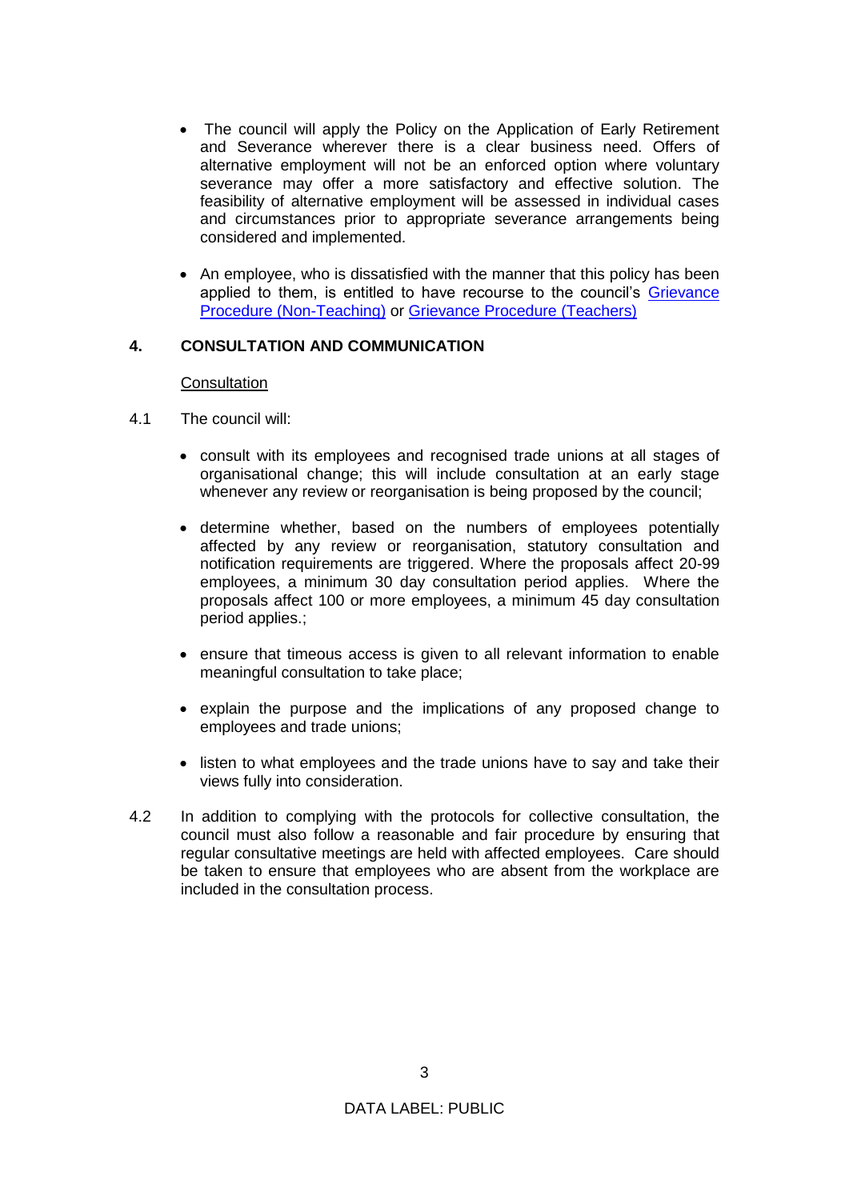- The council will apply the Policy on the Application of Early Retirement and Severance wherever there is a clear business need. Offers of alternative employment will not be an enforced option where voluntary severance may offer a more satisfactory and effective solution. The feasibility of alternative employment will be assessed in individual cases and circumstances prior to appropriate severance arrangements being considered and implemented.

- An employee, who is dissatisfied with the manner that this policy has been applied to them, is entitled to have recourse to the council's Grievance Procedure (Non-Teaching) or Grievance Procedure (Teachers)

## 4. CONSULTATION AND COMMUNICATION

Consultation

4.1 The council will:

- consult with its employees and recognised trade unions at all stages of organisational change; this will include consultation at an early stage whenever any review or reorganisation is being proposed by the council;

- determine whether, based on the numbers of employees potentially affected by any review or reorganisation, statutory consultation and notification requirements are triggered. Where the proposals affect 20-99 employees, a minimum 30 day consultation period applies. Where the proposals affect 100 or more employees, a minimum 45 day consultation period applies.;

- ensure that timeous access is given to all relevant information to enable meaningful consultation to take place;

- explain the purpose and the implications of any proposed change to employees and trade unions;

- listen to what employees and the trade unions have to say and take their views fully into consideration.

4.2 In addition to complying with the protocols for collective consultation, the council must also follow a reasonable and fair procedure by ensuring that regular consultative meetings are held with affected employees. Care should be taken to ensure that employees who are absent from the workplace are included in the consultation process.

DATA LABEL: PUBLIC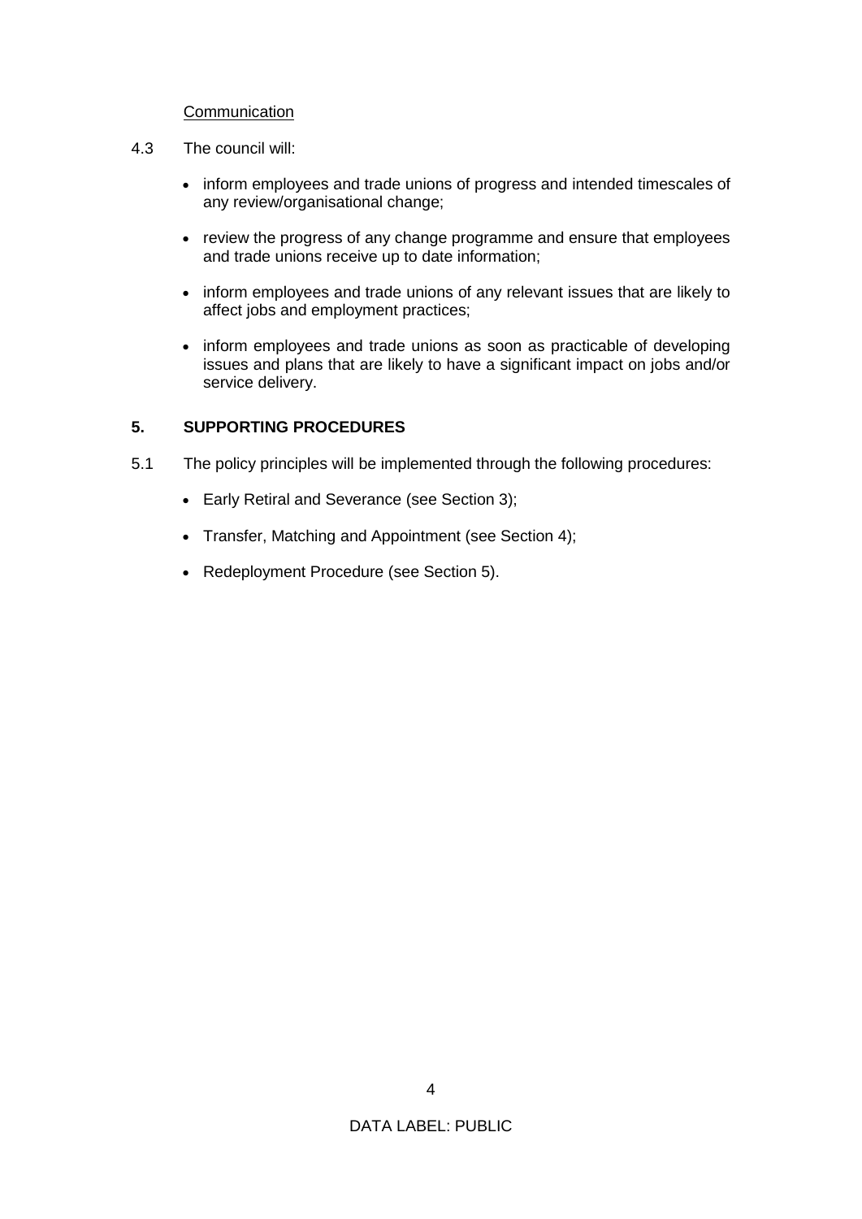Communication

4.3 The council will:

- inform employees and trade unions of progress and intended timescales of any review/organisational change;
- review the progress of any change programme and ensure that employees and trade unions receive up to date information;
- inform employees and trade unions of any relevant issues that are likely to affect jobs and employment practices;
- inform employees and trade unions as soon as practicable of developing issues and plans that are likely to have a significant impact on jobs and/or service delivery.

## 5. SUPPORTING PROCEDURES

5.1 The policy principles will be implemented through the following procedures:

- Early Retiral and Severance (see Section 3);
- Transfer, Matching and Appointment (see Section 4);
- Redeployment Procedure (see Section 5).

DATA LABEL: PUBLIC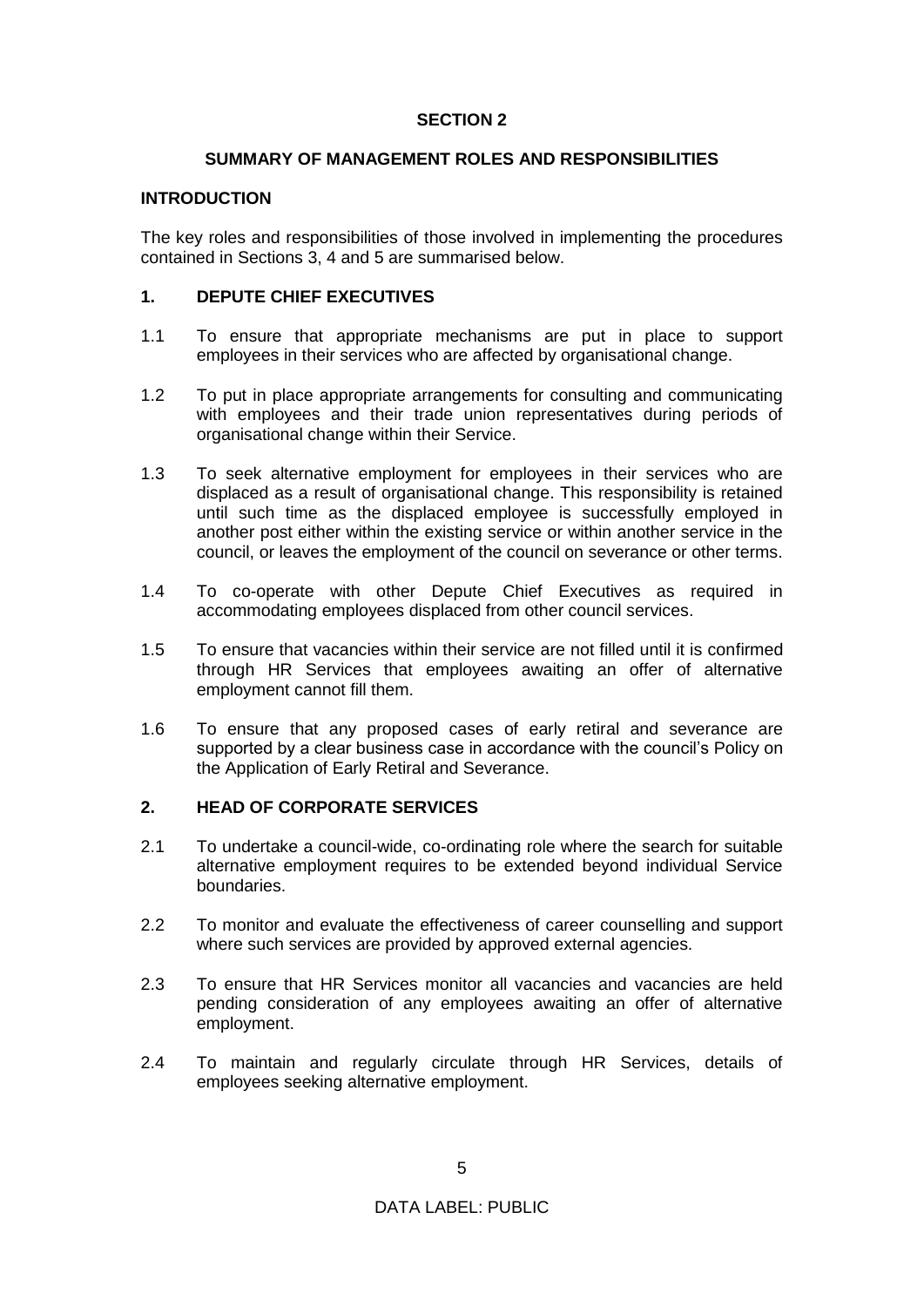## SECTION 2

### SUMMARY OF MANAGEMENT ROLES AND RESPONSIBILITIES

### INTRODUCTION

The key roles and responsibilities of those involved in implementing the procedures contained in Sections 3, 4 and 5 are summarised below.

### 1. DEPUTE CHIEF EXECUTIVES

1.1 To ensure that appropriate mechanisms are put in place to support employees in their services who are affected by organisational change.

1.2 To put in place appropriate arrangements for consulting and communicating with employees and their trade union representatives during periods of organisational change within their Service.

1.3 To seek alternative employment for employees in their services who are displaced as a result of organisational change. This responsibility is retained until such time as the displaced employee is successfully employed in another post either within the existing service or within another service in the council, or leaves the employment of the council on severance or other terms.

1.4 To co-operate with other Depute Chief Executives as required in accommodating employees displaced from other council services.

1.5 To ensure that vacancies within their service are not filled until it is confirmed through HR Services that employees awaiting an offer of alternative employment cannot fill them.

1.6 To ensure that any proposed cases of early retiral and severance are supported by a clear business case in accordance with the council's Policy on the Application of Early Retiral and Severance.

### 2. HEAD OF CORPORATE SERVICES

2.1 To undertake a council-wide, co-ordinating role where the search for suitable alternative employment requires to be extended beyond individual Service boundaries.

2.2 To monitor and evaluate the effectiveness of career counselling and support where such services are provided by approved external agencies.

2.3 To ensure that HR Services monitor all vacancies and vacancies are held pending consideration of any employees awaiting an offer of alternative employment.

2.4 To maintain and regularly circulate through HR Services, details of employees seeking alternative employment.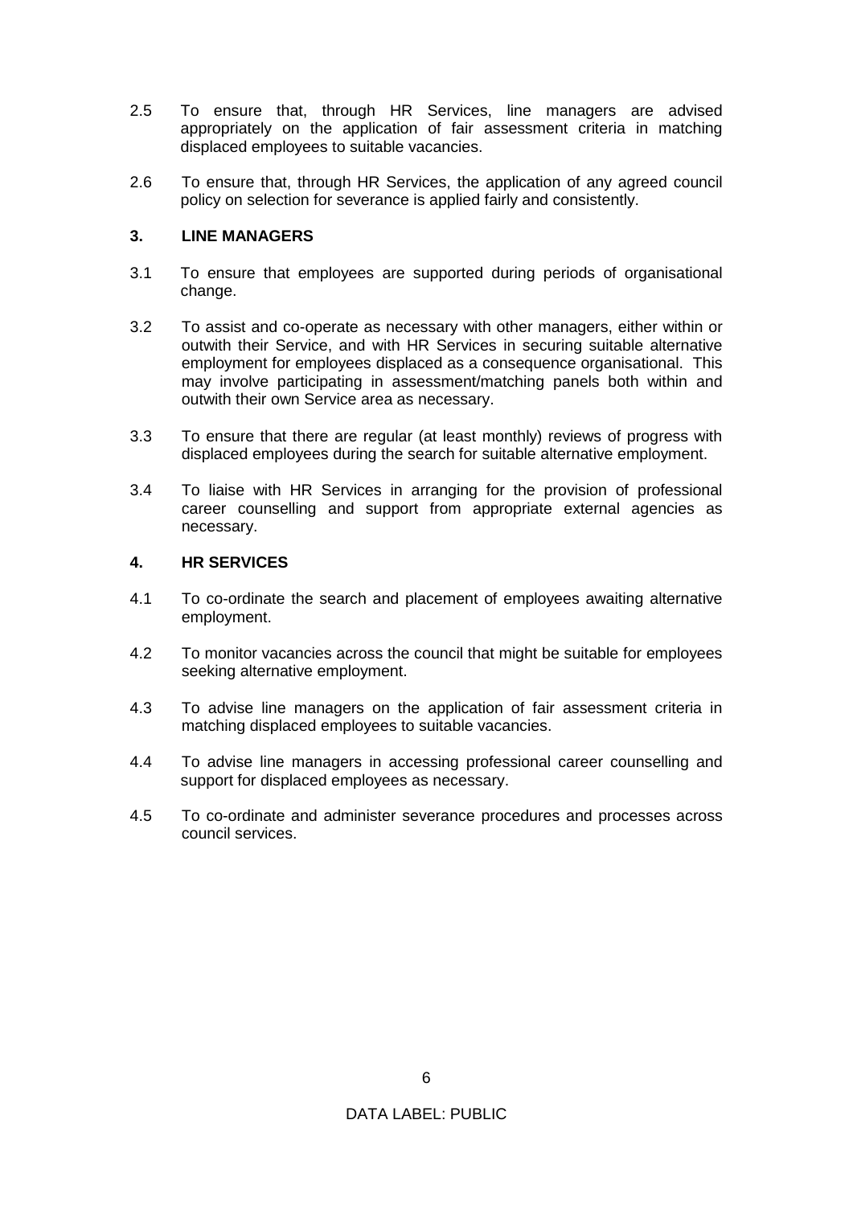2.5 To ensure that, through HR Services, line managers are advised appropriately on the application of fair assessment criteria in matching displaced employees to suitable vacancies.

2.6 To ensure that, through HR Services, the application of any agreed council policy on selection for severance is applied fairly and consistently.

### 3. LINE MANAGERS

3.1 To ensure that employees are supported during periods of organisational change.

3.2 To assist and co-operate as necessary with other managers, either within or outwith their Service, and with HR Services in securing suitable alternative employment for employees displaced as a consequence organisational. This may involve participating in assessment/matching panels both within and outwith their own Service area as necessary.

3.3 To ensure that there are regular (at least monthly) reviews of progress with displaced employees during the search for suitable alternative employment.

3.4 To liaise with HR Services in arranging for the provision of professional career counselling and support from appropriate external agencies as necessary.

### 4. HR SERVICES

4.1 To co-ordinate the search and placement of employees awaiting alternative employment.

4.2 To monitor vacancies across the council that might be suitable for employees seeking alternative employment.

4.3 To advise line managers on the application of fair assessment criteria in matching displaced employees to suitable vacancies.

4.4 To advise line managers in accessing professional career counselling and support for displaced employees as necessary.

4.5 To co-ordinate and administer severance procedures and processes across council services.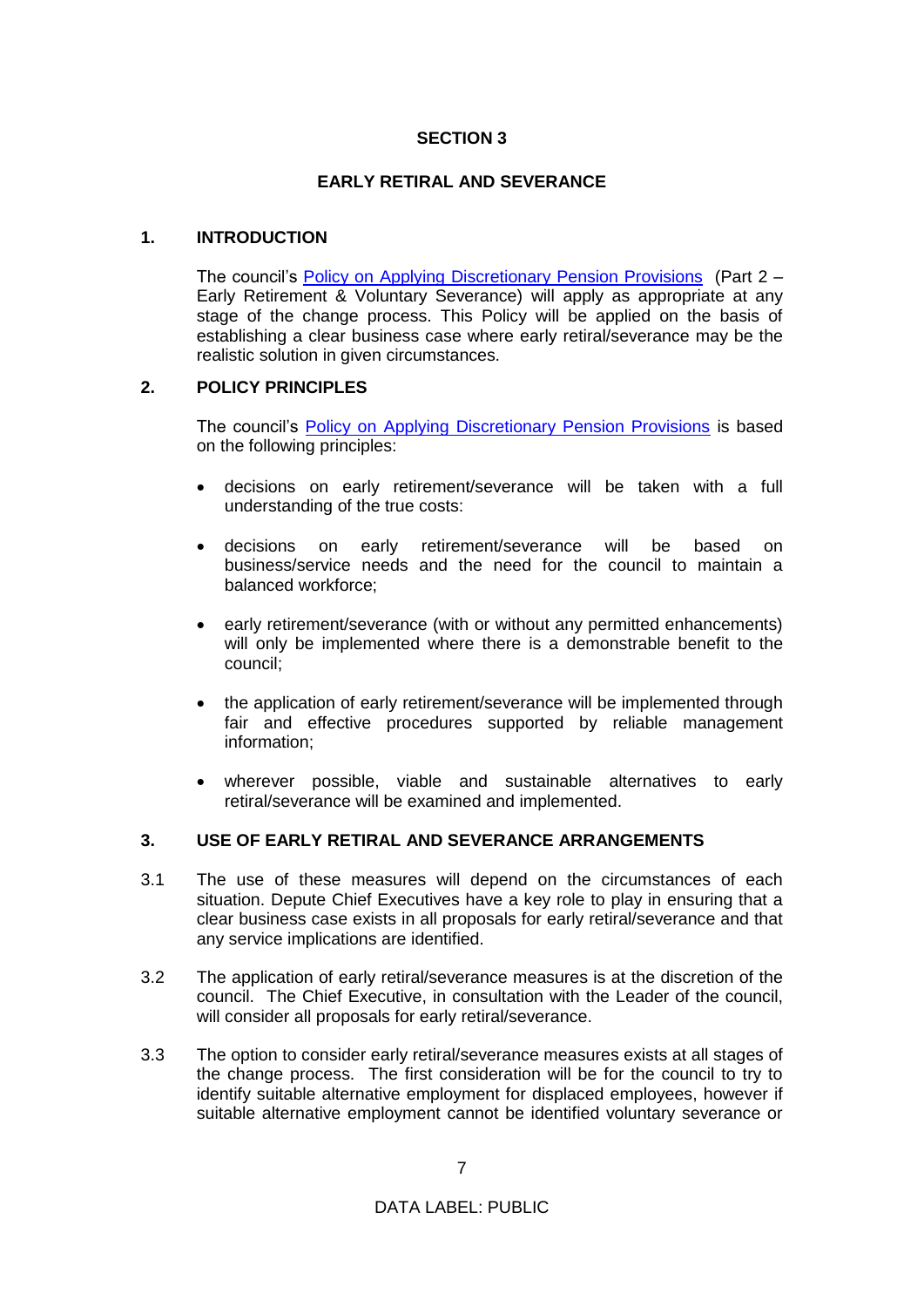## SECTION 3

## EARLY RETIRAL AND SEVERANCE

### 1. INTRODUCTION

The council's [Policy on Applying Discretionary Pension Provisions](#) (Part 2 – Early Retirement & Voluntary Severance) will apply as appropriate at any stage of the change process. This Policy will be applied on the basis of establishing a clear business case where early retiral/severance may be the realistic solution in given circumstances.

### 2. POLICY PRINCIPLES

The council's [Policy on Applying Discretionary Pension Provisions](#) is based on the following principles:

- decisions on early retirement/severance will be taken with a full understanding of the true costs:
- decisions on early retirement/severance will be based on business/service needs and the need for the council to maintain a balanced workforce;
- early retirement/severance (with or without any permitted enhancements) will only be implemented where there is a demonstrable benefit to the council;
- the application of early retirement/severance will be implemented through fair and effective procedures supported by reliable management information;
- wherever possible, viable and sustainable alternatives to early retiral/severance will be examined and implemented.

### 3. USE OF EARLY RETIRAL AND SEVERANCE ARRANGEMENTS

3.1 The use of these measures will depend on the circumstances of each situation. Depute Chief Executives have a key role to play in ensuring that a clear business case exists in all proposals for early retiral/severance and that any service implications are identified.

3.2 The application of early retiral/severance measures is at the discretion of the council. The Chief Executive, in consultation with the Leader of the council, will consider all proposals for early retiral/severance.

3.3 The option to consider early retiral/severance measures exists at all stages of the change process. The first consideration will be for the council to try to identify suitable alternative employment for displaced employees, however if suitable alternative employment cannot be identified voluntary severance or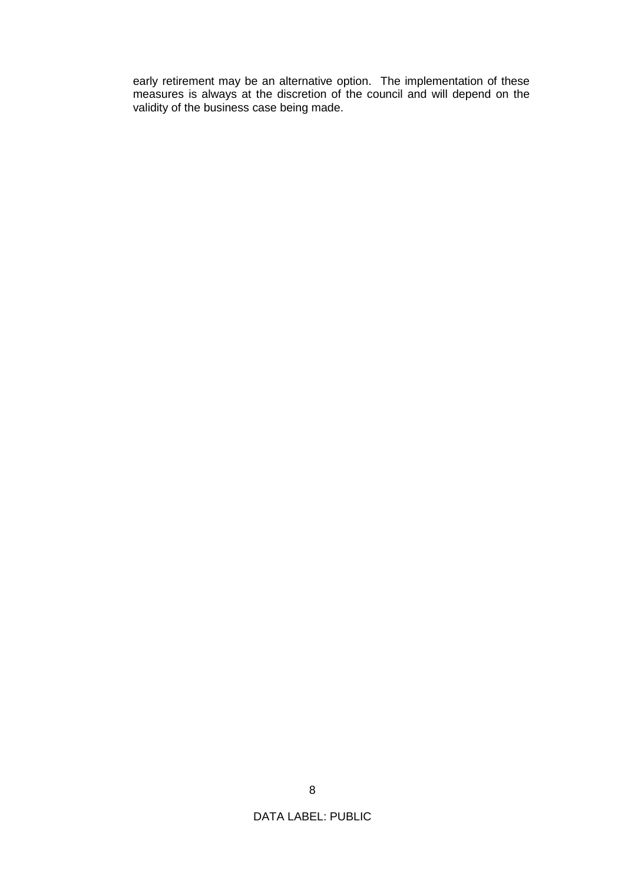early retirement may be an alternative option. The implementation of these measures is always at the discretion of the council and will depend on the validity of the business case being made.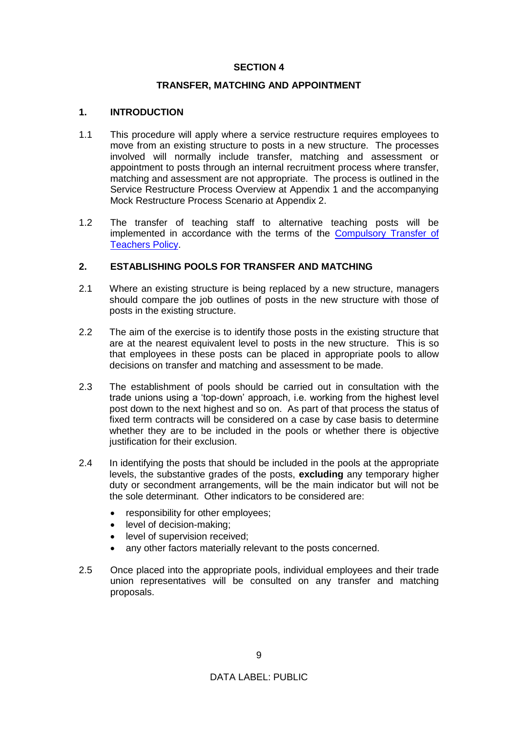## SECTION 4

## TRANSFER, MATCHING AND APPOINTMENT

### 1. INTRODUCTION

1.1 This procedure will apply where a service restructure requires employees to move from an existing structure to posts in a new structure. The processes involved will normally include transfer, matching and assessment or appointment to posts through an internal recruitment process where transfer, matching and assessment are not appropriate. The process is outlined in the Service Restructure Process Overview at Appendix 1 and the accompanying Mock Restructure Process Scenario at Appendix 2.

1.2 The transfer of teaching staff to alternative teaching posts will be implemented in accordance with the terms of the Compulsory Transfer of Teachers Policy.

### 2. ESTABLISHING POOLS FOR TRANSFER AND MATCHING

2.1 Where an existing structure is being replaced by a new structure, managers should compare the job outlines of posts in the new structure with those of posts in the existing structure.

2.2 The aim of the exercise is to identify those posts in the existing structure that are at the nearest equivalent level to posts in the new structure. This is so that employees in these posts can be placed in appropriate pools to allow decisions on transfer and matching and assessment to be made.

2.3 The establishment of pools should be carried out in consultation with the trade unions using a 'top-down' approach, i.e. working from the highest level post down to the next highest and so on. As part of that process the status of fixed term contracts will be considered on a case by case basis to determine whether they are to be included in the pools or whether there is objective justification for their exclusion.

2.4 In identifying the posts that should be included in the pools at the appropriate levels, the substantive grades of the posts, **excluding** any temporary higher duty or secondment arrangements, will be the main indicator but will not be the sole determinant. Other indicators to be considered are:

- responsibility for other employees;
- level of decision-making;
- level of supervision received;
- any other factors materially relevant to the posts concerned.

2.5 Once placed into the appropriate pools, individual employees and their trade union representatives will be consulted on any transfer and matching proposals.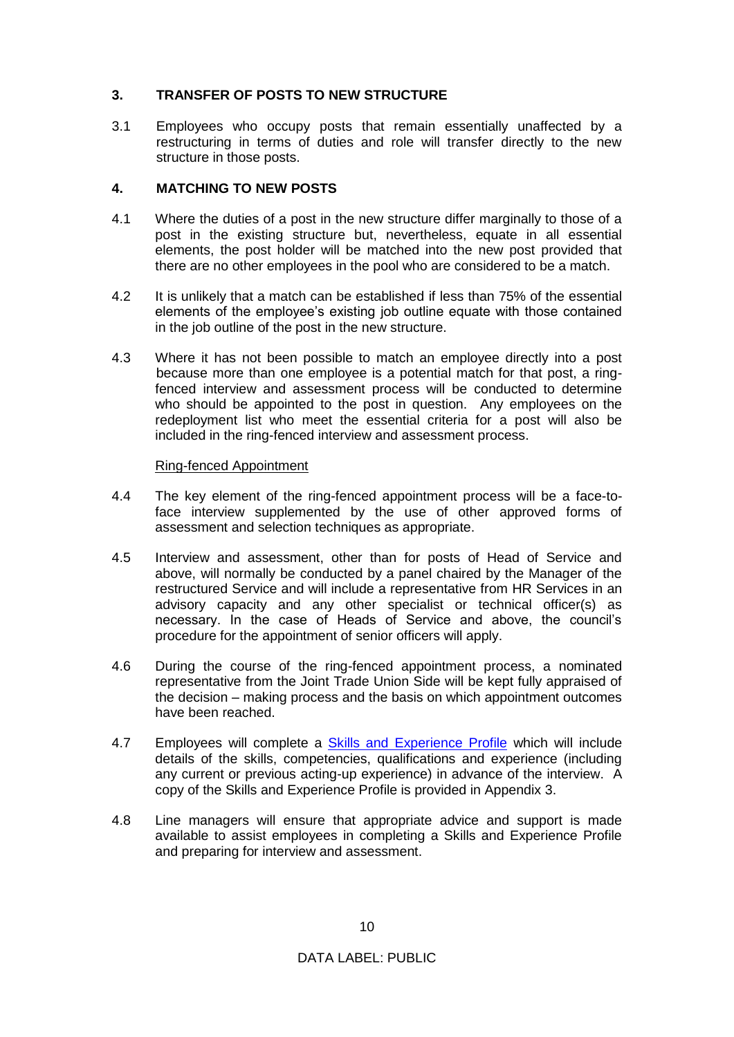## 3. TRANSFER OF POSTS TO NEW STRUCTURE

3.1 Employees who occupy posts that remain essentially unaffected by a restructuring in terms of duties and role will transfer directly to the new structure in those posts.

## 4. MATCHING TO NEW POSTS

4.1 Where the duties of a post in the new structure differ marginally to those of a post in the existing structure but, nevertheless, equate in all essential elements, the post holder will be matched into the new post provided that there are no other employees in the pool who are considered to be a match.

4.2 It is unlikely that a match can be established if less than 75% of the essential elements of the employee's existing job outline equate with those contained in the job outline of the post in the new structure.

4.3 Where it has not been possible to match an employee directly into a post because more than one employee is a potential match for that post, a ring-fenced interview and assessment process will be conducted to determine who should be appointed to the post in question. Any employees on the redeployment list who meet the essential criteria for a post will also be included in the ring-fenced interview and assessment process.

Ring-fenced Appointment

4.4 The key element of the ring-fenced appointment process will be a face-to-face interview supplemented by the use of other approved forms of assessment and selection techniques as appropriate.

4.5 Interview and assessment, other than for posts of Head of Service and above, will normally be conducted by a panel chaired by the Manager of the restructured Service and will include a representative from HR Services in an advisory capacity and any other specialist or technical officer(s) as necessary. In the case of Heads of Service and above, the council's procedure for the appointment of senior officers will apply.

4.6 During the course of the ring-fenced appointment process, a nominated representative from the Joint Trade Union Side will be kept fully appraised of the decision – making process and the basis on which appointment outcomes have been reached.

4.7 Employees will complete a Skills and Experience Profile which will include details of the skills, competencies, qualifications and experience (including any current or previous acting-up experience) in advance of the interview. A copy of the Skills and Experience Profile is provided in Appendix 3.

4.8 Line managers will ensure that appropriate advice and support is made available to assist employees in completing a Skills and Experience Profile and preparing for interview and assessment.

DATA LABEL: PUBLIC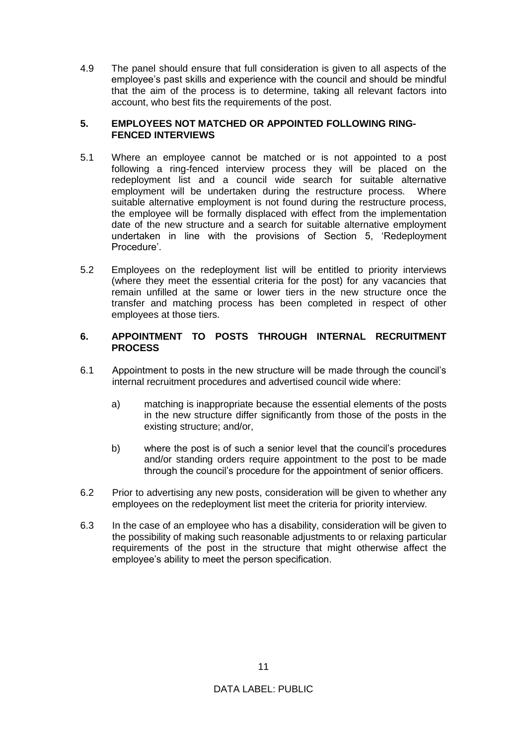4.9 The panel should ensure that full consideration is given to all aspects of the employee's past skills and experience with the council and should be mindful that the aim of the process is to determine, taking all relevant factors into account, who best fits the requirements of the post.

## 5. EMPLOYEES NOT MATCHED OR APPOINTED FOLLOWING RING-FENCED INTERVIEWS

5.1 Where an employee cannot be matched or is not appointed to a post following a ring-fenced interview process they will be placed on the redeployment list and a council wide search for suitable alternative employment will be undertaken during the restructure process. Where suitable alternative employment is not found during the restructure process, the employee will be formally displaced with effect from the implementation date of the new structure and a search for suitable alternative employment undertaken in line with the provisions of Section 5, 'Redeployment Procedure'.

5.2 Employees on the redeployment list will be entitled to priority interviews (where they meet the essential criteria for the post) for any vacancies that remain unfilled at the same or lower tiers in the new structure once the transfer and matching process has been completed in respect of other employees at those tiers.

## 6. APPOINTMENT TO POSTS THROUGH INTERNAL RECRUITMENT PROCESS

6.1 Appointment to posts in the new structure will be made through the council's internal recruitment procedures and advertised council wide where:

a) matching is inappropriate because the essential elements of the posts in the new structure differ significantly from those of the posts in the existing structure; and/or,

b) where the post is of such a senior level that the council's procedures and/or standing orders require appointment to the post to be made through the council's procedure for the appointment of senior officers.

6.2 Prior to advertising any new posts, consideration will be given to whether any employees on the redeployment list meet the criteria for priority interview.

6.3 In the case of an employee who has a disability, consideration will be given to the possibility of making such reasonable adjustments to or relaxing particular requirements of the post in the structure that might otherwise affect the employee's ability to meet the person specification.

DATA LABEL: PUBLIC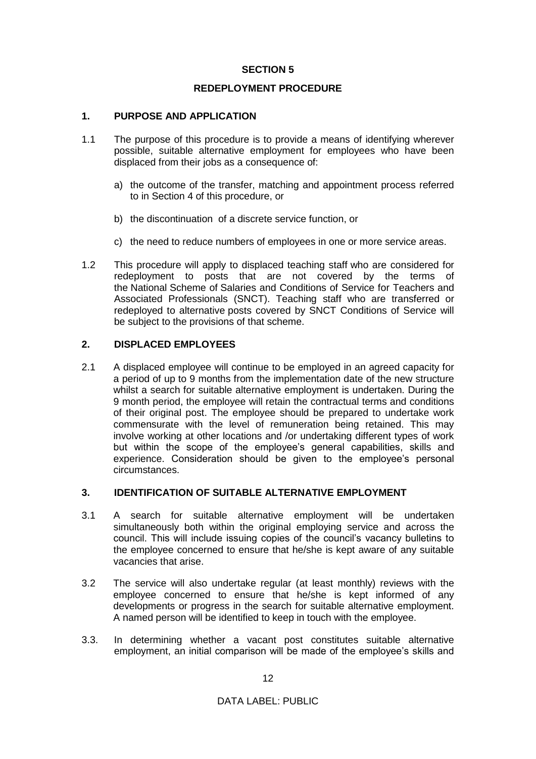## SECTION 5

## REDEPLOYMENT PROCEDURE

### 1. PURPOSE AND APPLICATION

1.1 The purpose of this procedure is to provide a means of identifying wherever possible, suitable alternative employment for employees who have been displaced from their jobs as a consequence of:

a) the outcome of the transfer, matching and appointment process referred to in Section 4 of this procedure, or

b) the discontinuation of a discrete service function, or

c) the need to reduce numbers of employees in one or more service areas.

1.2 This procedure will apply to displaced teaching staff who are considered for redeployment to posts that are not covered by the terms of the National Scheme of Salaries and Conditions of Service for Teachers and Associated Professionals (SNCT). Teaching staff who are transferred or redeployed to alternative posts covered by SNCT Conditions of Service will be subject to the provisions of that scheme.

### 2. DISPLACED EMPLOYEES

2.1 A displaced employee will continue to be employed in an agreed capacity for a period of up to 9 months from the implementation date of the new structure whilst a search for suitable alternative employment is undertaken. During the 9 month period, the employee will retain the contractual terms and conditions of their original post. The employee should be prepared to undertake work commensurate with the level of remuneration being retained. This may involve working at other locations and /or undertaking different types of work but within the scope of the employee's general capabilities, skills and experience. Consideration should be given to the employee's personal circumstances.

### 3. IDENTIFICATION OF SUITABLE ALTERNATIVE EMPLOYMENT

3.1 A search for suitable alternative employment will be undertaken simultaneously both within the original employing service and across the council. This will include issuing copies of the council's vacancy bulletins to the employee concerned to ensure that he/she is kept aware of any suitable vacancies that arise.

3.2 The service will also undertake regular (at least monthly) reviews with the employee concerned to ensure that he/she is kept informed of any developments or progress in the search for suitable alternative employment. A named person will be identified to keep in touch with the employee.

3.3. In determining whether a vacant post constitutes suitable alternative employment, an initial comparison will be made of the employee's skills and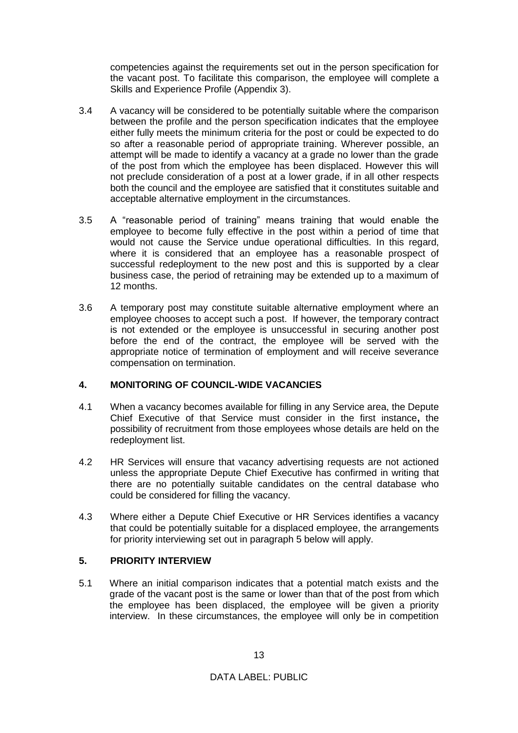competencies against the requirements set out in the person specification for the vacant post. To facilitate this comparison, the employee will complete a Skills and Experience Profile (Appendix 3).

3.4 A vacancy will be considered to be potentially suitable where the comparison between the profile and the person specification indicates that the employee either fully meets the minimum criteria for the post or could be expected to do so after a reasonable period of appropriate training. Wherever possible, an attempt will be made to identify a vacancy at a grade no lower than the grade of the post from which the employee has been displaced. However this will not preclude consideration of a post at a lower grade, if in all other respects both the council and the employee are satisfied that it constitutes suitable and acceptable alternative employment in the circumstances.

3.5 A "reasonable period of training" means training that would enable the employee to become fully effective in the post within a period of time that would not cause the Service undue operational difficulties. In this regard, where it is considered that an employee has a reasonable prospect of successful redeployment to the new post and this is supported by a clear business case, the period of retraining may be extended up to a maximum of 12 months.

3.6 A temporary post may constitute suitable alternative employment where an employee chooses to accept such a post. If however, the temporary contract is not extended or the employee is unsuccessful in securing another post before the end of the contract, the employee will be served with the appropriate notice of termination of employment and will receive severance compensation on termination.

## 4. MONITORING OF COUNCIL-WIDE VACANCIES

4.1 When a vacancy becomes available for filling in any Service area, the Depute Chief Executive of that Service must consider in the first instance**,** the possibility of recruitment from those employees whose details are held on the redeployment list.

4.2 HR Services will ensure that vacancy advertising requests are not actioned unless the appropriate Depute Chief Executive has confirmed in writing that there are no potentially suitable candidates on the central database who could be considered for filling the vacancy.

4.3 Where either a Depute Chief Executive or HR Services identifies a vacancy that could be potentially suitable for a displaced employee, the arrangements for priority interviewing set out in paragraph 5 below will apply.

## 5. PRIORITY INTERVIEW

5.1 Where an initial comparison indicates that a potential match exists and the grade of the vacant post is the same or lower than that of the post from which the employee has been displaced, the employee will be given a priority interview. In these circumstances, the employee will only be in competition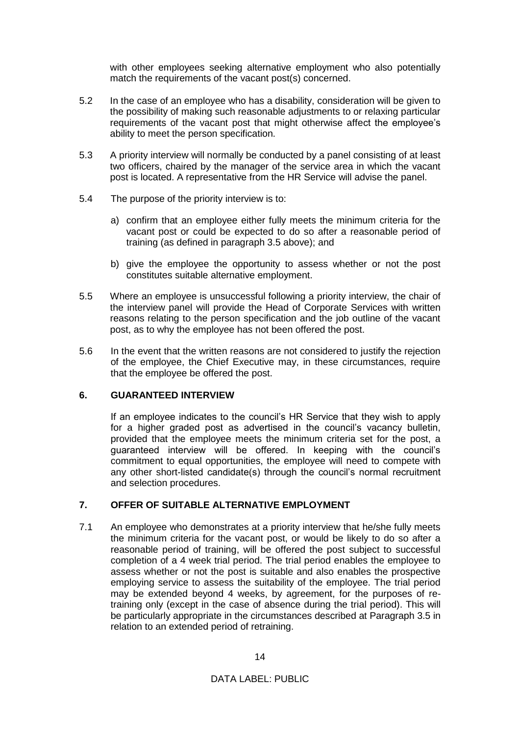with other employees seeking alternative employment who also potentially match the requirements of the vacant post(s) concerned.

5.2 In the case of an employee who has a disability, consideration will be given to the possibility of making such reasonable adjustments to or relaxing particular requirements of the vacant post that might otherwise affect the employee's ability to meet the person specification.

5.3 A priority interview will normally be conducted by a panel consisting of at least two officers, chaired by the manager of the service area in which the vacant post is located. A representative from the HR Service will advise the panel.

5.4 The purpose of the priority interview is to:

a) confirm that an employee either fully meets the minimum criteria for the vacant post or could be expected to do so after a reasonable period of training (as defined in paragraph 3.5 above); and

b) give the employee the opportunity to assess whether or not the post constitutes suitable alternative employment.

5.5 Where an employee is unsuccessful following a priority interview, the chair of the interview panel will provide the Head of Corporate Services with written reasons relating to the person specification and the job outline of the vacant post, as to why the employee has not been offered the post.

5.6 In the event that the written reasons are not considered to justify the rejection of the employee, the Chief Executive may, in these circumstances, require that the employee be offered the post.

## 6. GUARANTEED INTERVIEW

If an employee indicates to the council's HR Service that they wish to apply for a higher graded post as advertised in the council's vacancy bulletin, provided that the employee meets the minimum criteria set for the post, a guaranteed interview will be offered. In keeping with the council's commitment to equal opportunities, the employee will need to compete with any other short-listed candidate(s) through the council's normal recruitment and selection procedures.

## 7. OFFER OF SUITABLE ALTERNATIVE EMPLOYMENT

7.1 An employee who demonstrates at a priority interview that he/she fully meets the minimum criteria for the vacant post, or would be likely to do so after a reasonable period of training, will be offered the post subject to successful completion of a 4 week trial period. The trial period enables the employee to assess whether or not the post is suitable and also enables the prospective employing service to assess the suitability of the employee. The trial period may be extended beyond 4 weeks, by agreement, for the purposes of re-training only (except in the case of absence during the trial period). This will be particularly appropriate in the circumstances described at Paragraph 3.5 in relation to an extended period of retraining.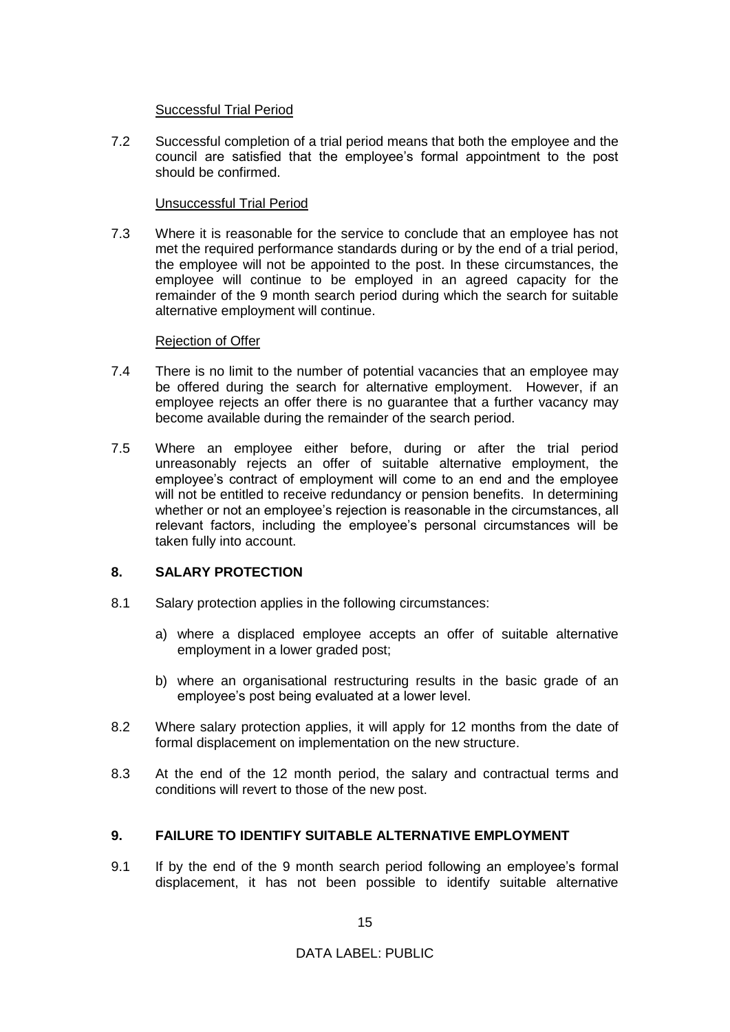Successful Trial Period

7.2 Successful completion of a trial period means that both the employee and the council are satisfied that the employee's formal appointment to the post should be confirmed.

Unsuccessful Trial Period

7.3 Where it is reasonable for the service to conclude that an employee has not met the required performance standards during or by the end of a trial period, the employee will not be appointed to the post. In these circumstances, the employee will continue to be employed in an agreed capacity for the remainder of the 9 month search period during which the search for suitable alternative employment will continue.

Rejection of Offer

7.4 There is no limit to the number of potential vacancies that an employee may be offered during the search for alternative employment. However, if an employee rejects an offer there is no guarantee that a further vacancy may become available during the remainder of the search period.

7.5 Where an employee either before, during or after the trial period unreasonably rejects an offer of suitable alternative employment, the employee's contract of employment will come to an end and the employee will not be entitled to receive redundancy or pension benefits. In determining whether or not an employee's rejection is reasonable in the circumstances, all relevant factors, including the employee's personal circumstances will be taken fully into account.

## 8. SALARY PROTECTION

8.1 Salary protection applies in the following circumstances:

a) where a displaced employee accepts an offer of suitable alternative employment in a lower graded post;

b) where an organisational restructuring results in the basic grade of an employee's post being evaluated at a lower level.

8.2 Where salary protection applies, it will apply for 12 months from the date of formal displacement on implementation on the new structure.

8.3 At the end of the 12 month period, the salary and contractual terms and conditions will revert to those of the new post.

## 9. FAILURE TO IDENTIFY SUITABLE ALTERNATIVE EMPLOYMENT

9.1 If by the end of the 9 month search period following an employee's formal displacement, it has not been possible to identify suitable alternative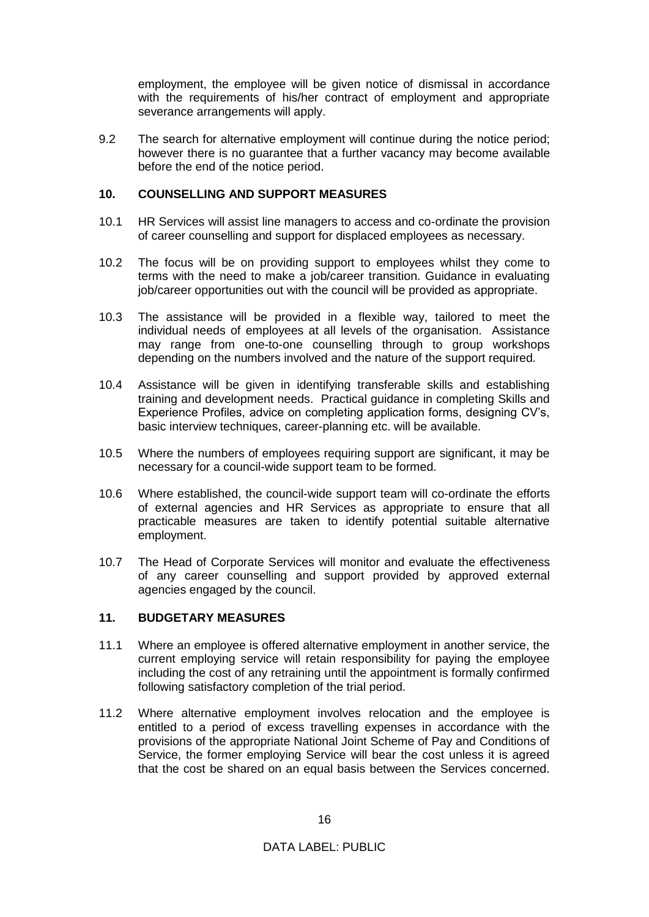employment, the employee will be given notice of dismissal in accordance with the requirements of his/her contract of employment and appropriate severance arrangements will apply.

9.2 The search for alternative employment will continue during the notice period; however there is no guarantee that a further vacancy may become available before the end of the notice period.

## 10. COUNSELLING AND SUPPORT MEASURES

10.1 HR Services will assist line managers to access and co-ordinate the provision of career counselling and support for displaced employees as necessary.

10.2 The focus will be on providing support to employees whilst they come to terms with the need to make a job/career transition. Guidance in evaluating job/career opportunities out with the council will be provided as appropriate.

10.3 The assistance will be provided in a flexible way, tailored to meet the individual needs of employees at all levels of the organisation. Assistance may range from one-to-one counselling through to group workshops depending on the numbers involved and the nature of the support required.

10.4 Assistance will be given in identifying transferable skills and establishing training and development needs. Practical guidance in completing Skills and Experience Profiles, advice on completing application forms, designing CV's, basic interview techniques, career-planning etc. will be available.

10.5 Where the numbers of employees requiring support are significant, it may be necessary for a council-wide support team to be formed.

10.6 Where established, the council-wide support team will co-ordinate the efforts of external agencies and HR Services as appropriate to ensure that all practicable measures are taken to identify potential suitable alternative employment.

10.7 The Head of Corporate Services will monitor and evaluate the effectiveness of any career counselling and support provided by approved external agencies engaged by the council.

## 11. BUDGETARY MEASURES

11.1 Where an employee is offered alternative employment in another service, the current employing service will retain responsibility for paying the employee including the cost of any retraining until the appointment is formally confirmed following satisfactory completion of the trial period.

11.2 Where alternative employment involves relocation and the employee is entitled to a period of excess travelling expenses in accordance with the provisions of the appropriate National Joint Scheme of Pay and Conditions of Service, the former employing Service will bear the cost unless it is agreed that the cost be shared on an equal basis between the Services concerned.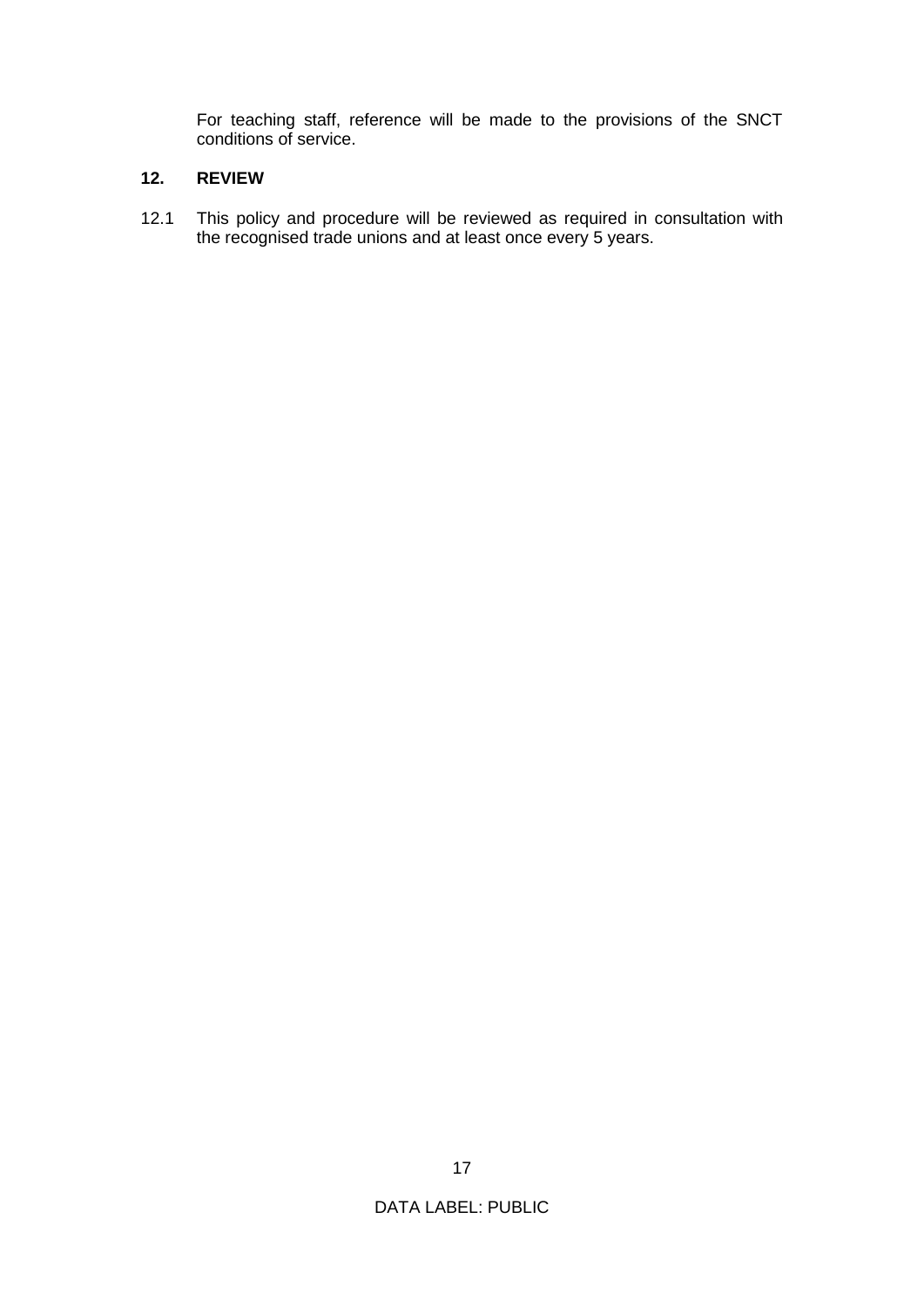For teaching staff, reference will be made to the provisions of the SNCT conditions of service.

## 12. REVIEW

12.1 This policy and procedure will be reviewed as required in consultation with the recognised trade unions and at least once every 5 years.

DATA LABEL: PUBLIC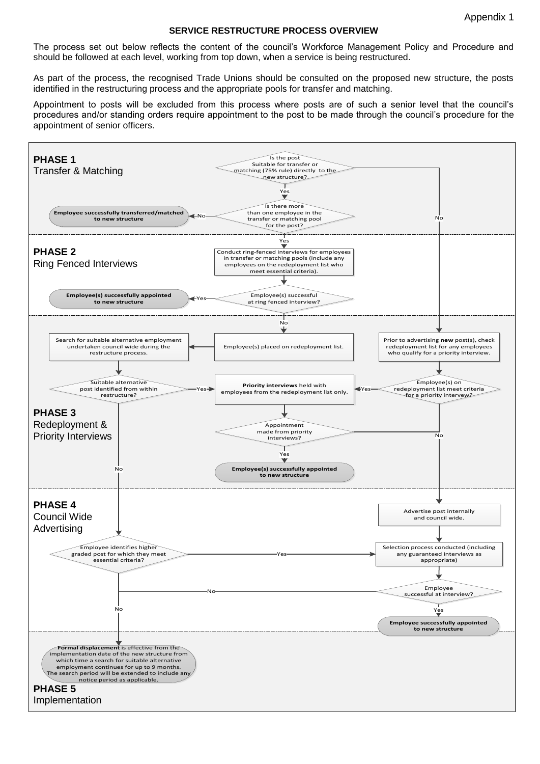Appendix 1

**SERVICE RESTRUCTURE PROCESS OVERVIEW**

The process set out below reflects the content of the council's Workforce Management Policy and Procedure and should be followed at each level, working from top down, when a service is being restructured.

As part of the process, the recognised Trade Unions should be consulted on the proposed new structure, the posts identified in the restructuring process and the appropriate pools for transfer and matching.

Appointment to posts will be excluded from this process where posts are of such a senior level that the council's procedures and/or standing orders require appointment to the post to be made through the council's procedure for the appointment of senior officers.

**PHASE 1**
Transfer & Matching

- Is the post Suitable for transfer or matching (75% rule) directly to the new structure?
  - No → Prior to advertising **new** post(s), check redeployment list for any employees who qualify for a priority interview. (Phase 3)
  - Yes → Is there more than one employee in the transfer or matching pool for the post?
    - No → **Employee successfully transferred/matched to new structure**
    - Yes → Phase 2

**PHASE 2**
Ring Fenced Interviews

- Conduct ring-fenced interviews for employees in transfer or matching pools (include any employees on the redeployment list who meet essential criteria).
- Employee(s) successful at ring fenced interview?
  - Yes → **Employee(s) successfully appointed to new structure**
  - No → Employee(s) placed on redeployment list. (Phase 3)

**PHASE 3**
Redeployment & Priority Interviews

- Employee(s) placed on redeployment list.
- Search for suitable alternative employment undertaken council wide during the restructure process.
- Suitable alternative post identified from within restructure?
  - Yes → **Priority interviews** held with employees from the redeployment list only.
  - No → Employee identifies higher graded post for which they meet essential criteria? (Phase 4)
- Prior to advertising **new** post(s), check redeployment list for any employees who qualify for a priority interview.
- Employee(s) on redeployment list meet criteria for a priority intervew?
  - Yes → **Priority interviews** held with employees from the redeployment list only.
  - No → Advertise post internally and council wide. (Phase 4)
- Appointment made from priority interviews?
  - Yes → **Employee(s) successfully appointed to new structure**
  - No → Advertise post internally and council wide. (Phase 4)

**PHASE 4**
Council Wide Advertising

- Advertise post internally and council wide.
- Selection process conducted (including any guaranteed interviews as appropriate)
- Employee successful at interview?
  - Yes → **Employee successfully appointed to new structure**
  - No → Formal displacement (Phase 5)
- Employee identifies higher graded post for which they meet essential criteria?
  - Yes → Selection process conducted (including any guaranteed interviews as appropriate)
  - No → Formal displacement (Phase 5)

**PHASE 5**
Implementation

- **Formal displacement** is effective from the implementation date of the new structure from which time a search for suitable alternative employment continues for up to 9 months. The search period will be extended to include any notice period as applicable.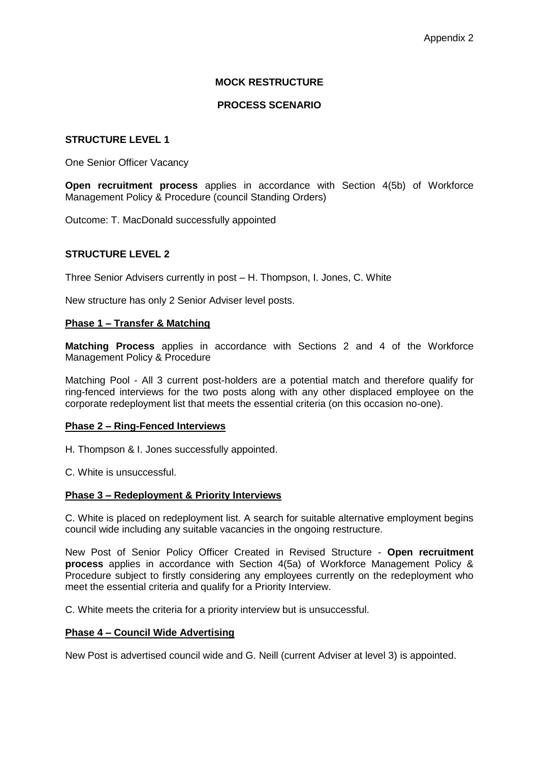Appendix 2

# MOCK RESTRUCTURE

## PROCESS SCENARIO

### STRUCTURE LEVEL 1

One Senior Officer Vacancy

**Open recruitment process** applies in accordance with Section 4(5b) of Workforce Management Policy & Procedure (council Standing Orders)

Outcome: T. MacDonald successfully appointed

### STRUCTURE LEVEL 2

Three Senior Advisers currently in post – H. Thompson, I. Jones, C. White

New structure has only 2 Senior Adviser level posts.

#### Phase 1 – Transfer & Matching

**Matching Process** applies in accordance with Sections 2 and 4 of the Workforce Management Policy & Procedure

Matching Pool - All 3 current post-holders are a potential match and therefore qualify for ring-fenced interviews for the two posts along with any other displaced employee on the corporate redeployment list that meets the essential criteria (on this occasion no-one).

#### Phase 2 – Ring-Fenced Interviews

H. Thompson & I. Jones successfully appointed.

C. White is unsuccessful.

#### Phase 3 – Redeployment & Priority Interviews

C. White is placed on redeployment list. A search for suitable alternative employment begins council wide including any suitable vacancies in the ongoing restructure.

New Post of Senior Policy Officer Created in Revised Structure - **Open recruitment process** applies in accordance with Section 4(5a) of Workforce Management Policy & Procedure subject to firstly considering any employees currently on the redeployment who meet the essential criteria and qualify for a Priority Interview.

C. White meets the criteria for a priority interview but is unsuccessful.

#### Phase 4 – Council Wide Advertising

New Post is advertised council wide and G. Neill (current Adviser at level 3) is appointed.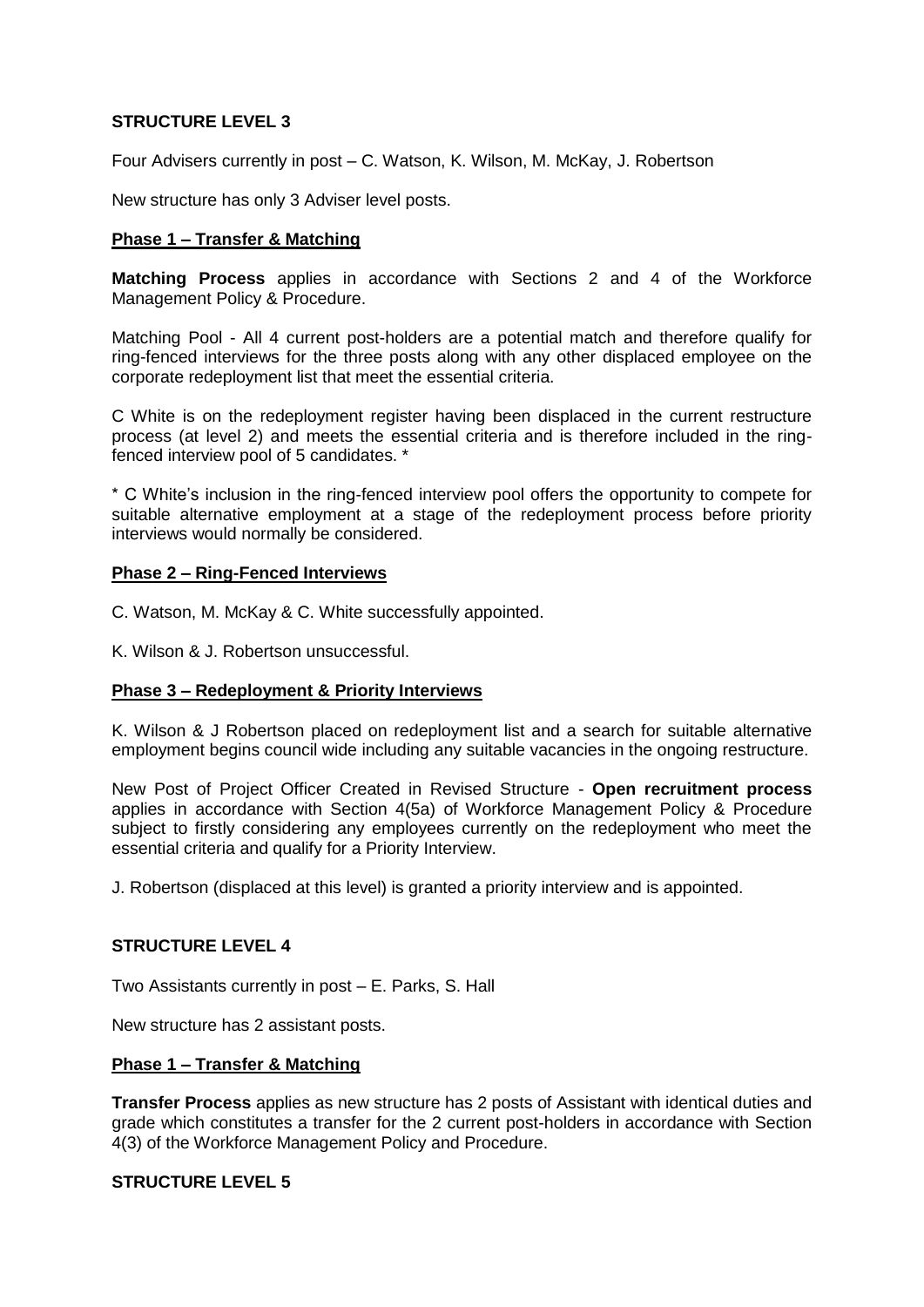**STRUCTURE LEVEL 3**

Four Advisers currently in post – C. Watson, K. Wilson, M. McKay, J. Robertson

New structure has only 3 Adviser level posts.

**Phase 1 – Transfer & Matching**

**Matching Process** applies in accordance with Sections 2 and 4 of the Workforce Management Policy & Procedure.

Matching Pool - All 4 current post-holders are a potential match and therefore qualify for ring-fenced interviews for the three posts along with any other displaced employee on the corporate redeployment list that meet the essential criteria.

C White is on the redeployment register having been displaced in the current restructure process (at level 2) and meets the essential criteria and is therefore included in the ring-fenced interview pool of 5 candidates. *

* C White's inclusion in the ring-fenced interview pool offers the opportunity to compete for suitable alternative employment at a stage of the redeployment process before priority interviews would normally be considered.

**Phase 2 – Ring-Fenced Interviews**

C. Watson, M. McKay & C. White successfully appointed.

K. Wilson & J. Robertson unsuccessful.

**Phase 3 – Redeployment & Priority Interviews**

K. Wilson & J Robertson placed on redeployment list and a search for suitable alternative employment begins council wide including any suitable vacancies in the ongoing restructure.

New Post of Project Officer Created in Revised Structure - **Open recruitment process** applies in accordance with Section 4(5a) of Workforce Management Policy & Procedure subject to firstly considering any employees currently on the redeployment who meet the essential criteria and qualify for a Priority Interview.

J. Robertson (displaced at this level) is granted a priority interview and is appointed.

**STRUCTURE LEVEL 4**

Two Assistants currently in post – E. Parks, S. Hall

New structure has 2 assistant posts.

**Phase 1 – Transfer & Matching**

**Transfer Process** applies as new structure has 2 posts of Assistant with identical duties and grade which constitutes a transfer for the 2 current post-holders in accordance with Section 4(3) of the Workforce Management Policy and Procedure.

**STRUCTURE LEVEL 5**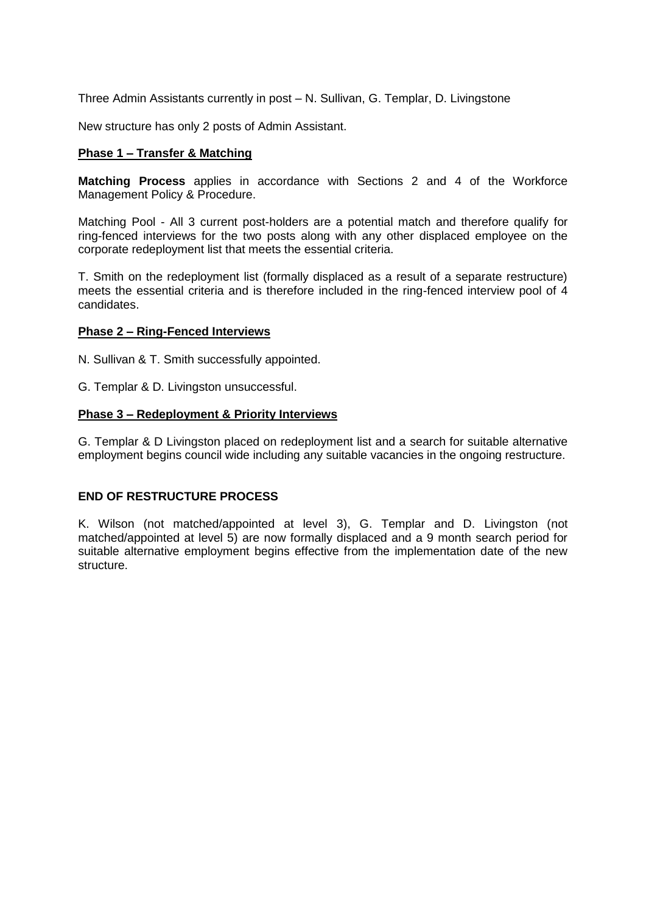Three Admin Assistants currently in post – N. Sullivan, G. Templar, D. Livingstone

New structure has only 2 posts of Admin Assistant.

**Phase 1 – Transfer & Matching**

**Matching Process** applies in accordance with Sections 2 and 4 of the Workforce Management Policy & Procedure.

Matching Pool - All 3 current post-holders are a potential match and therefore qualify for ring-fenced interviews for the two posts along with any other displaced employee on the corporate redeployment list that meets the essential criteria.

T. Smith on the redeployment list (formally displaced as a result of a separate restructure) meets the essential criteria and is therefore included in the ring-fenced interview pool of 4 candidates.

**Phase 2 – Ring-Fenced Interviews**

N. Sullivan & T. Smith successfully appointed.

G. Templar & D. Livingston unsuccessful.

**Phase 3 – Redeployment & Priority Interviews**

G. Templar & D Livingston placed on redeployment list and a search for suitable alternative employment begins council wide including any suitable vacancies in the ongoing restructure.

**END OF RESTRUCTURE PROCESS**

K. Wilson (not matched/appointed at level 3), G. Templar and D. Livingston (not matched/appointed at level 5) are now formally displaced and a 9 month search period for suitable alternative employment begins effective from the implementation date of the new structure.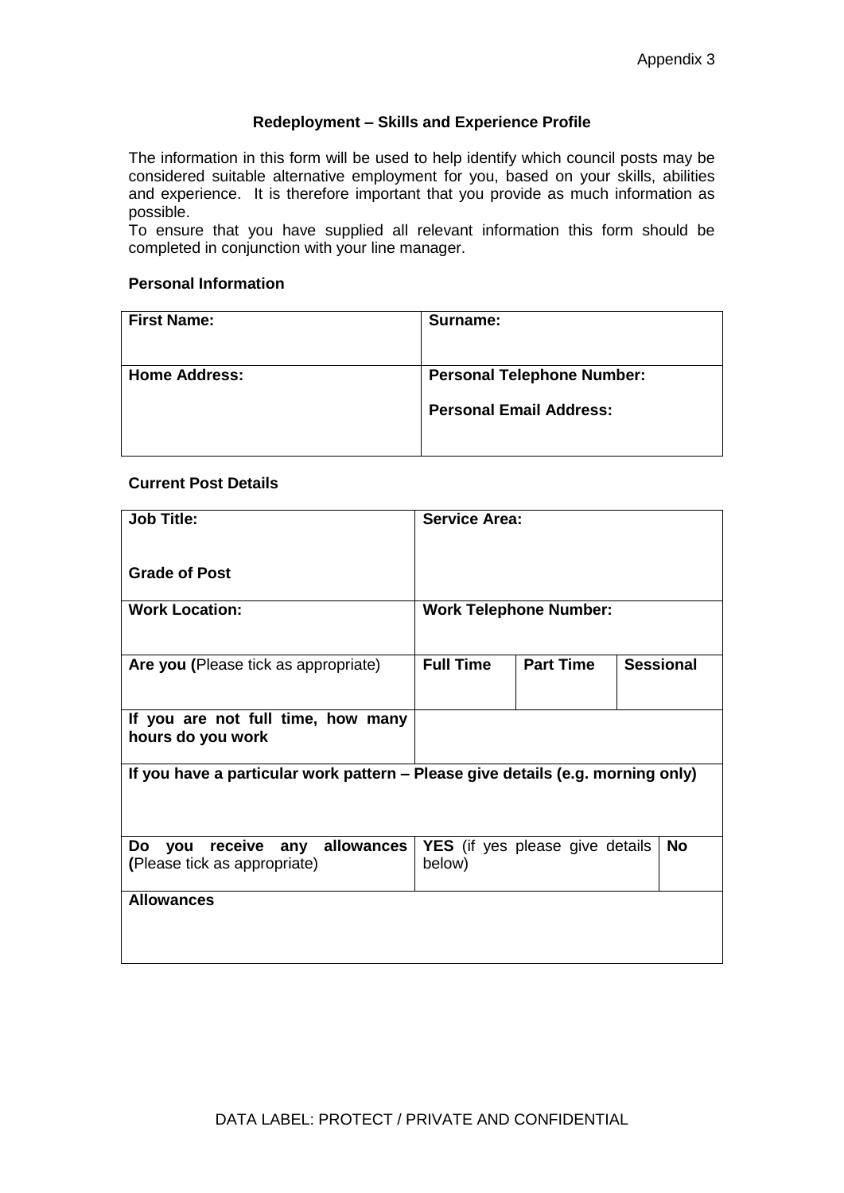Appendix 3

## Redeployment – Skills and Experience Profile

The information in this form will be used to help identify which council posts may be considered suitable alternative employment for you, based on your skills, abilities and experience. It is therefore important that you provide as much information as possible.
To ensure that you have supplied all relevant information this form should be completed in conjunction with your line manager.

**Personal Information**

| **First Name:** | **Surname:** |
|---|---|
| **Home Address:** | **Personal Telephone Number:**<br><br>**Personal Email Address:** |

**Current Post Details**

| **Job Title:**<br><br>**Grade of Post** | **Service Area:** | | | |
|---|---|---|---|---|
| **Work Location:** | **Work Telephone Number:** | | | |
| **Are you (**Please tick as appropriate) | **Full Time** | **Part Time** | **Sessional** | |
| **If you are not full time, how many hours do you work** | | | | |
| **If you have a particular work pattern – Please give details (e.g. morning only)** | | | | |
| **Do you receive any allowances (**Please tick as appropriate) | **YES** (if yes please give details below) | | | **No** |
| **Allowances** | | | | |

DATA LABEL: PROTECT / PRIVATE AND CONFIDENTIAL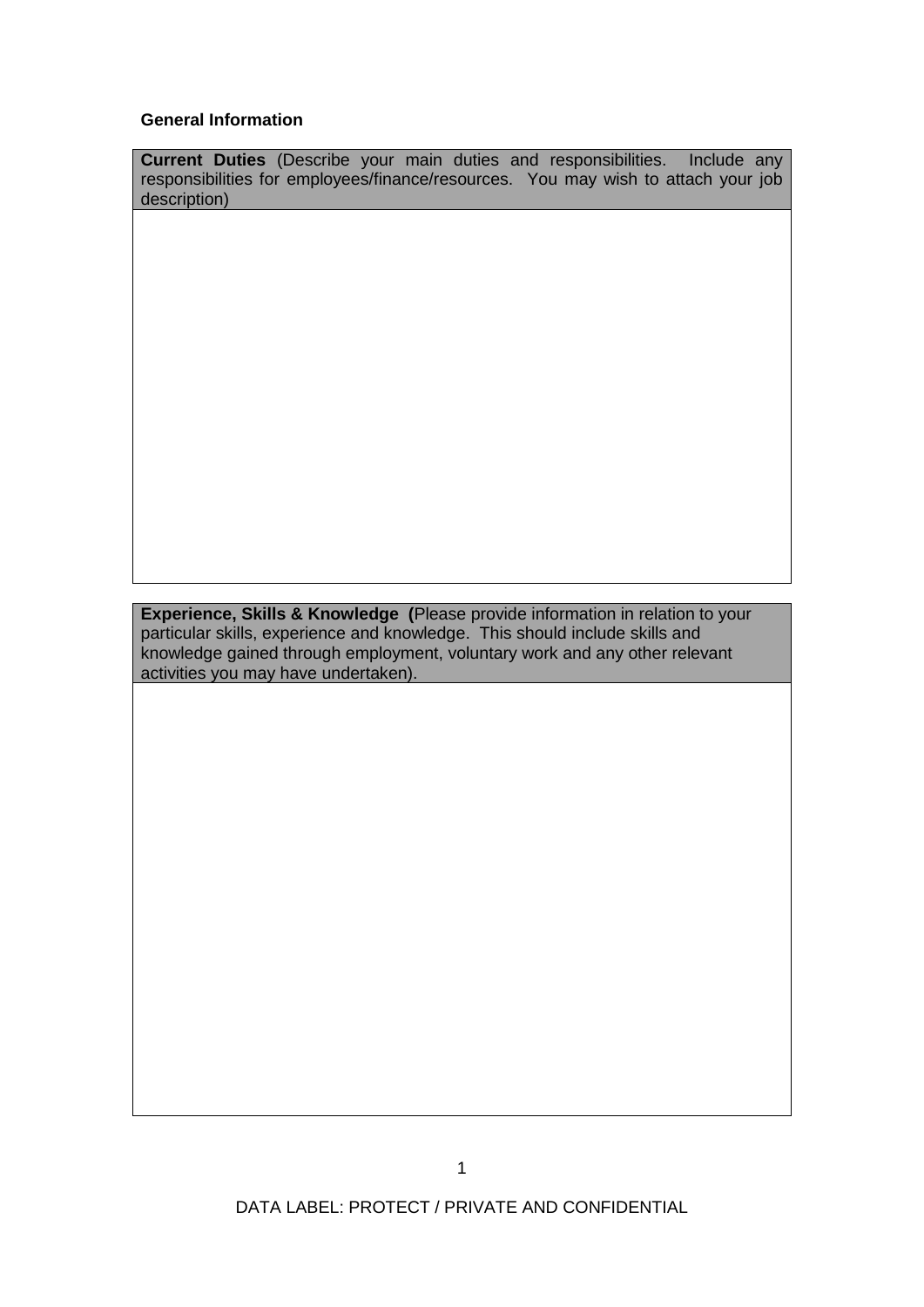**General Information**

| **Current Duties** (Describe your main duties and responsibilities. Include any responsibilities for employees/finance/resources. You may wish to attach your job description) |
|---|
| |

| **Experience, Skills & Knowledge** (Please provide information in relation to your particular skills, experience and knowledge. This should include skills and knowledge gained through employment, voluntary work and any other relevant activities you may have undertaken). |
|---|
| |

DATA LABEL: PROTECT / PRIVATE AND CONFIDENTIAL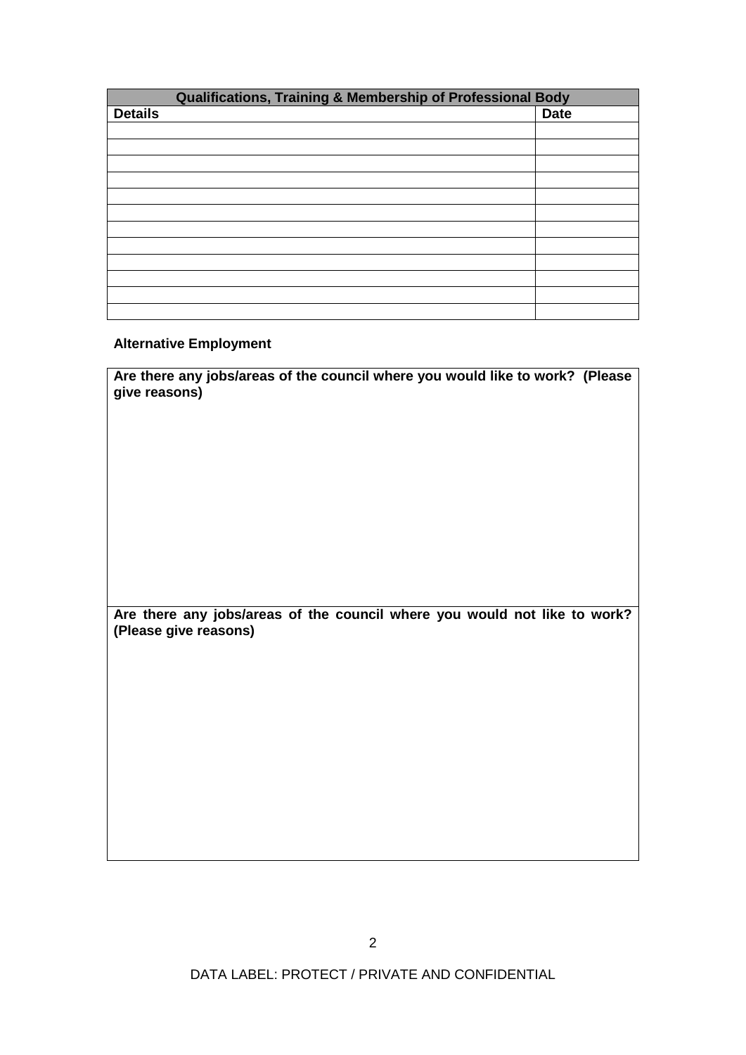| Qualifications, Training & Membership of Professional Body | |
|---|---|
| **Details** | **Date** |
| | |
| | |
| | |
| | |
| | |
| | |
| | |
| | |
| | |
| | |
| | |
| | |

**Alternative Employment**

| **Are there any jobs/areas of the council where you would like to work? (Please give reasons)** |
|---|
| |
| **Are there any jobs/areas of the council where you would not like to work? (Please give reasons)** |
| |

DATA LABEL: PROTECT / PRIVATE AND CONFIDENTIAL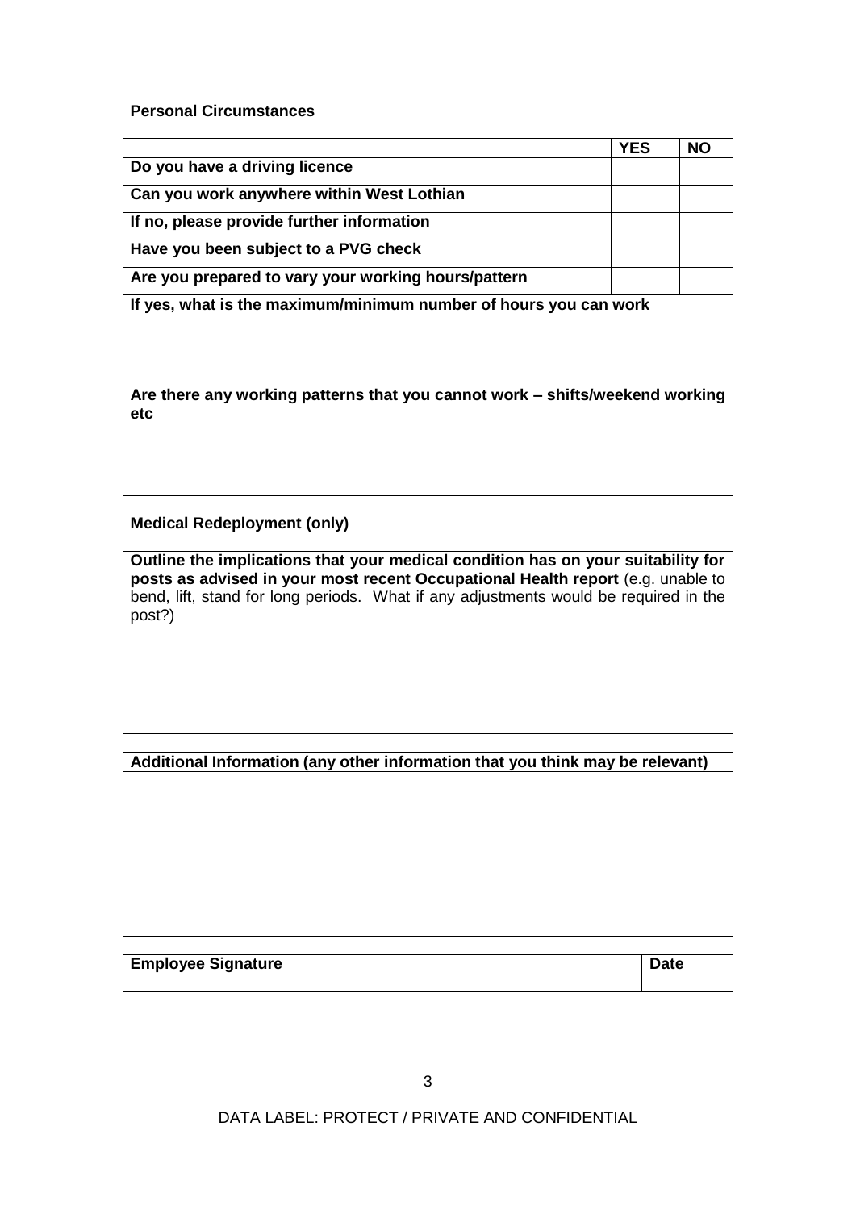**Personal Circumstances**

| | YES | NO |
|---|---|---|
| **Do you have a driving licence** | | |
| **Can you work anywhere within West Lothian** | | |
| **If no, please provide further information** | | |
| **Have you been subject to a PVG check** | | |
| **Are you prepared to vary your working hours/pattern** | | |
| **If yes, what is the maximum/minimum number of hours you can work** | | |
| **Are there any working patterns that you cannot work – shifts/weekend working etc** | | |

**Medical Redeployment (only)**

| |
|---|
| **Outline the implications that your medical condition has on your suitability for posts as advised in your most recent Occupational Health report** (e.g. unable to bend, lift, stand for long periods. What if any adjustments would be required in the post?) |

| **Additional Information (any other information that you think may be relevant)** |
|---|
| |

| **Employee Signature** | **Date** |
|---|---|
| | |

DATA LABEL: PROTECT / PRIVATE AND CONFIDENTIAL